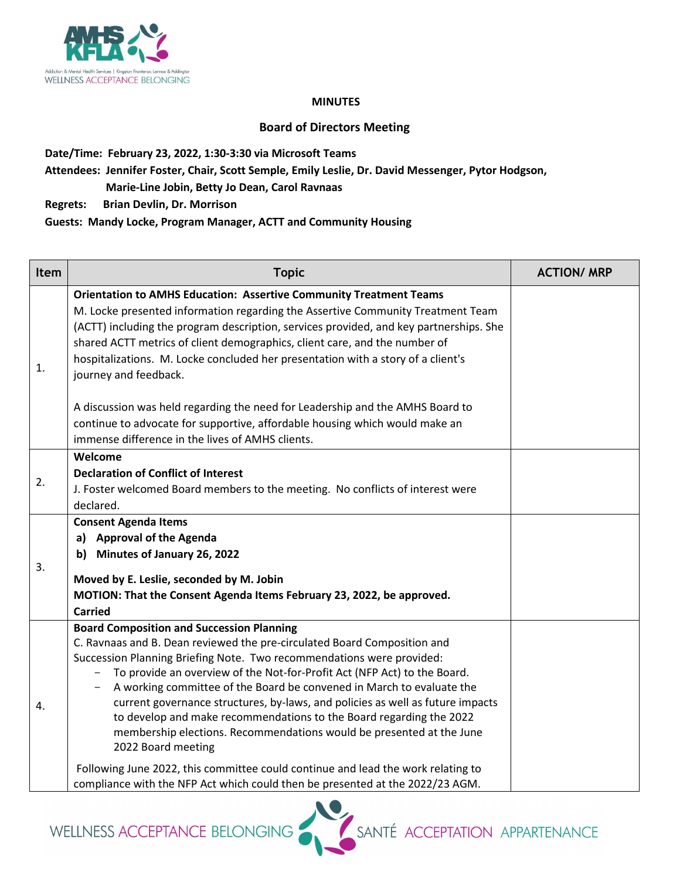**MINUTES**

**Board of Directors Meeting**

**Date/Time: February 23, 2022, 1:30-3:30 via Microsoft Teams**
**Attendees: Jennifer Foster, Chair, Scott Semple, Emily Leslie, Dr. David Messenger, Pytor Hodgson, Marie-Line Jobin, Betty Jo Dean, Carol Ravnaas**
**Regrets: Brian Devlin, Dr. Morrison**
**Guests: Mandy Locke, Program Manager, ACTT and Community Housing**

| Item | Topic | ACTION/ MRP |
|---|---|---|
| 1. | **Orientation to AMHS Education: Assertive Community Treatment Teams**<br>M. Locke presented information regarding the Assertive Community Treatment Team (ACTT) including the program description, services provided, and key partnerships. She shared ACTT metrics of client demographics, client care, and the number of hospitalizations. M. Locke concluded her presentation with a story of a client's journey and feedback.<br><br>A discussion was held regarding the need for Leadership and the AMHS Board to continue to advocate for supportive, affordable housing which would make an immense difference in the lives of AMHS clients. | |
| 2. | **Welcome**<br>**Declaration of Conflict of Interest**<br>J. Foster welcomed Board members to the meeting. No conflicts of interest were declared. | |
| 3. | **Consent Agenda Items**<br>**a) Approval of the Agenda**<br>**b) Minutes of January 26, 2022**<br><br>**Moved by E. Leslie, seconded by M. Jobin**<br>**MOTION: That the Consent Agenda Items February 23, 2022, be approved.**<br>**Carried** | |
| 4. | **Board Composition and Succession Planning**<br>C. Ravnaas and B. Dean reviewed the pre-circulated Board Composition and Succession Planning Briefing Note. Two recommendations were provided:<br>- To provide an overview of the Not-for-Profit Act (NFP Act) to the Board.<br>- A working committee of the Board be convened in March to evaluate the current governance structures, by-laws, and policies as well as future impacts to develop and make recommendations to the Board regarding the 2022 membership elections. Recommendations would be presented at the June 2022 Board meeting<br><br>Following June 2022, this committee could continue and lead the work relating to compliance with the NFP Act which could then be presented at the 2022/23 AGM. | |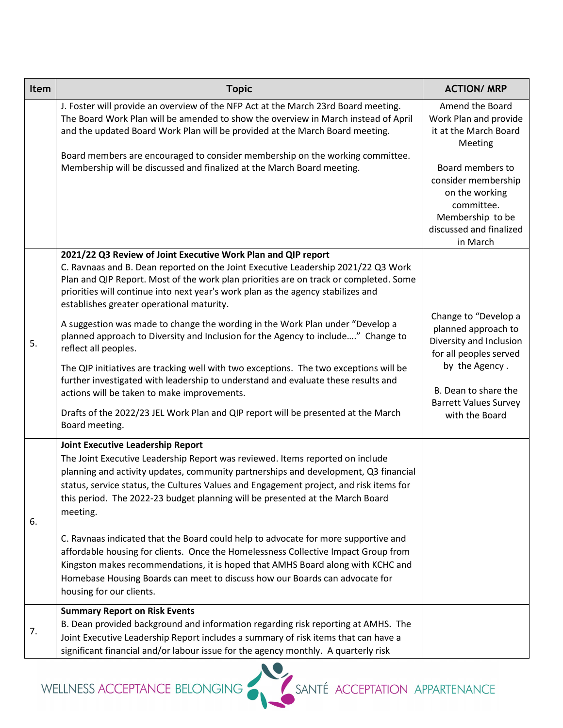| Item | Topic | ACTION/ MRP |
|---|---|---|
| | J. Foster will provide an overview of the NFP Act at the March 23rd Board meeting. The Board Work Plan will be amended to show the overview in March instead of April and the updated Board Work Plan will be provided at the March Board meeting.<br><br>Board members are encouraged to consider membership on the working committee. Membership will be discussed and finalized at the March Board meeting. | Amend the Board Work Plan and provide it at the March Board Meeting<br><br>Board members to consider membership on the working committee. Membership to be discussed and finalized in March |
| 5. | **2021/22 Q3 Review of Joint Executive Work Plan and QIP report**<br>C. Ravnaas and B. Dean reported on the Joint Executive Leadership 2021/22 Q3 Work Plan and QIP Report. Most of the work plan priorities are on track or completed. Some priorities will continue into next year's work plan as the agency stabilizes and establishes greater operational maturity.<br><br>A suggestion was made to change the wording in the Work Plan under "Develop a planned approach to Diversity and Inclusion for the Agency to include…." Change to reflect all peoples.<br><br>The QIP initiatives are tracking well with two exceptions. The two exceptions will be further investigated with leadership to understand and evaluate these results and actions will be taken to make improvements.<br><br>Drafts of the 2022/23 JEL Work Plan and QIP report will be presented at the March Board meeting. | Change to "Develop a planned approach to Diversity and Inclusion for all peoples served by the Agency .<br><br>B. Dean to share the Barrett Values Survey with the Board |
| 6. | **Joint Executive Leadership Report**<br>The Joint Executive Leadership Report was reviewed. Items reported on include planning and activity updates, community partnerships and development, Q3 financial status, service status, the Cultures Values and Engagement project, and risk items for this period. The 2022-23 budget planning will be presented at the March Board meeting.<br><br>C. Ravnaas indicated that the Board could help to advocate for more supportive and affordable housing for clients. Once the Homelessness Collective Impact Group from Kingston makes recommendations, it is hoped that AMHS Board along with KCHC and Homebase Housing Boards can meet to discuss how our Boards can advocate for housing for our clients. | |
| 7. | **Summary Report on Risk Events**<br>B. Dean provided background and information regarding risk reporting at AMHS. The Joint Executive Leadership Report includes a summary of risk items that can have a significant financial and/or labour issue for the agency monthly. A quarterly risk | |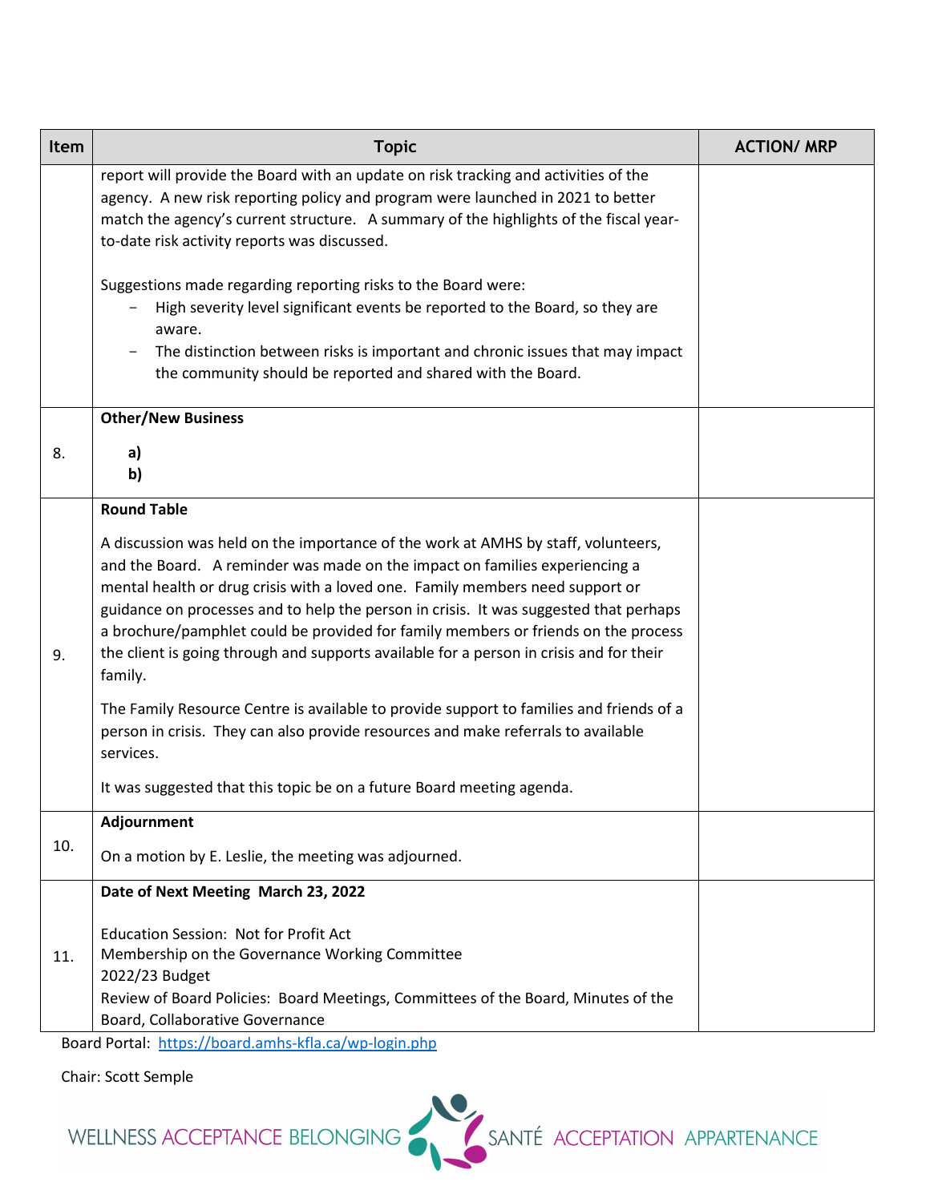| Item | Topic | ACTION/ MRP |
|---|---|---|
| | report will provide the Board with an update on risk tracking and activities of the agency. A new risk reporting policy and program were launched in 2021 to better match the agency's current structure. A summary of the highlights of the fiscal year-to-date risk activity reports was discussed.<br><br>Suggestions made regarding reporting risks to the Board were:<br>- High severity level significant events be reported to the Board, so they are aware.<br>- The distinction between risks is important and chronic issues that may impact the community should be reported and shared with the Board. | |
| 8. | **Other/New Business**<br><br>**a)**<br>**b)** | |
| 9. | **Round Table**<br><br>A discussion was held on the importance of the work at AMHS by staff, volunteers, and the Board. A reminder was made on the impact on families experiencing a mental health or drug crisis with a loved one. Family members need support or guidance on processes and to help the person in crisis. It was suggested that perhaps a brochure/pamphlet could be provided for family members or friends on the process the client is going through and supports available for a person in crisis and for their family.<br><br>The Family Resource Centre is available to provide support to families and friends of a person in crisis. They can also provide resources and make referrals to available services.<br><br>It was suggested that this topic be on a future Board meeting agenda. | |
| 10. | **Adjournment**<br><br>On a motion by E. Leslie, the meeting was adjourned. | |
| 11. | **Date of Next Meeting March 23, 2022**<br><br>Education Session: Not for Profit Act<br>Membership on the Governance Working Committee<br>2022/23 Budget<br>Review of Board Policies: Board Meetings, Committees of the Board, Minutes of the Board, Collaborative Governance | |

Board Portal: https://board.amhs-kfla.ca/wp-login.php

Chair: Scott Semple

WELLNESS ACCEPTANCE BELONGING SANTÉ ACCEPTATION APPARTENANCE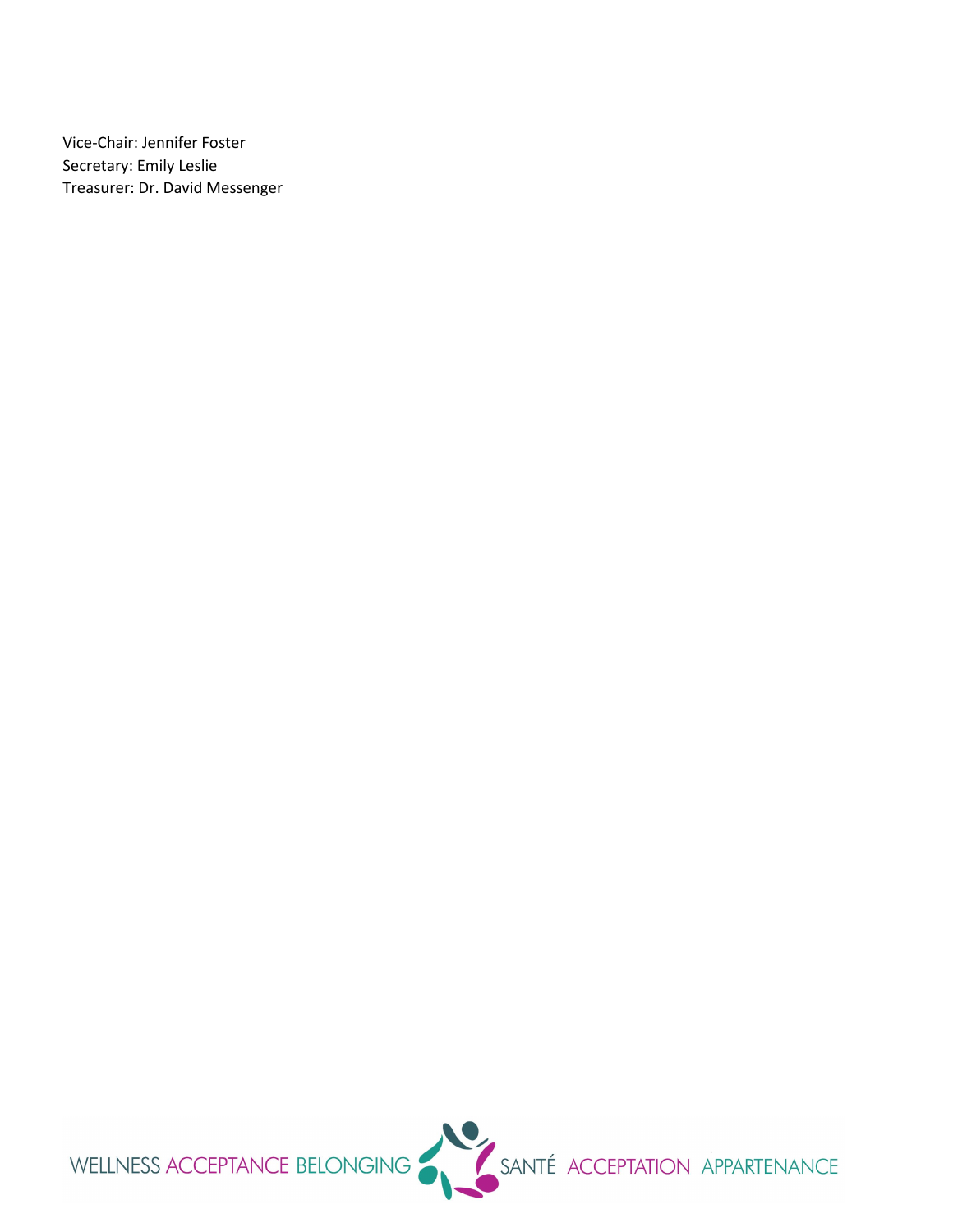Vice-Chair: Jennifer Foster
Secretary: Emily Leslie
Treasurer: Dr. David Messenger